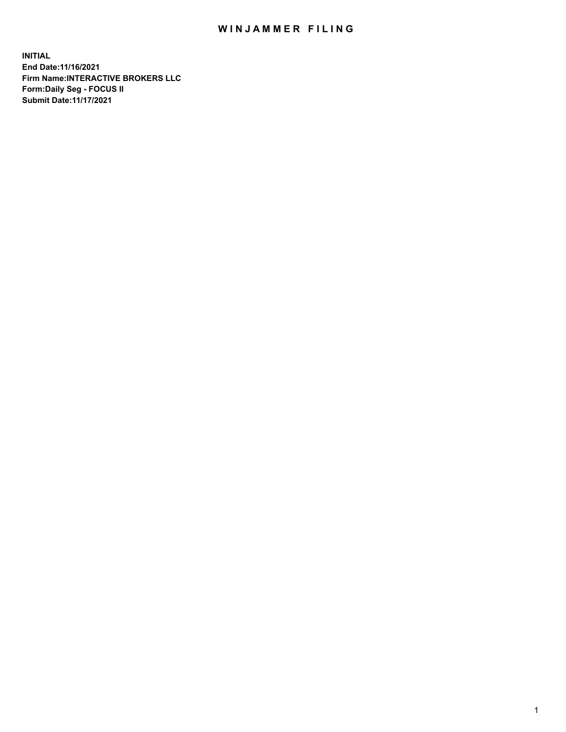# WINJAMMER FILING

**INITIAL**
**End Date:11/16/2021**
**Firm Name:INTERACTIVE BROKERS LLC**
**Form:Daily Seg - FOCUS II**
**Submit Date:11/17/2021**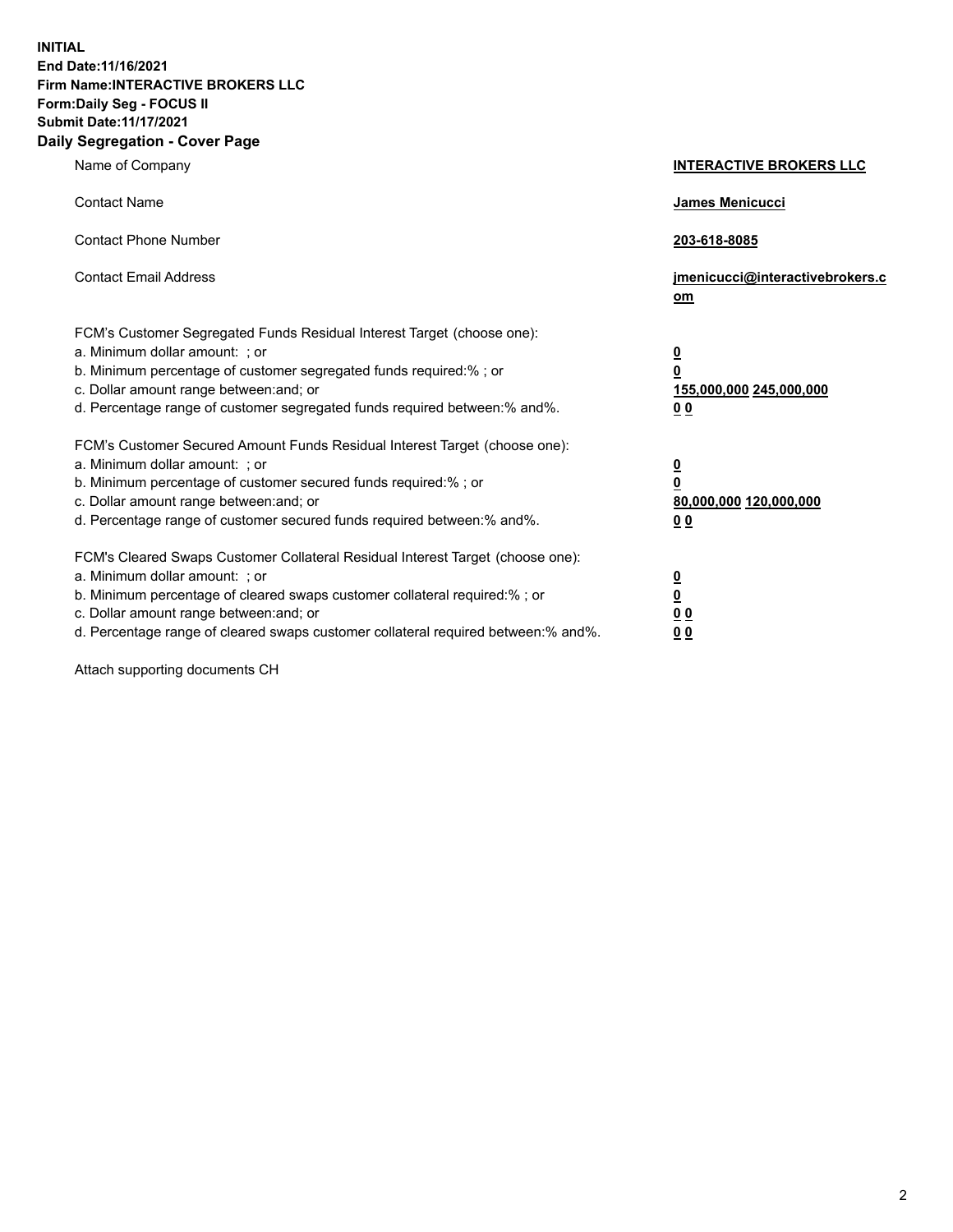**INITIAL**
**End Date:11/16/2021**
**Firm Name:INTERACTIVE BROKERS LLC**
**Form:Daily Seg - FOCUS II**
**Submit Date:11/17/2021**

## Daily Segregation - Cover Page

| | |
|---|---|
| Name of Company | **INTERACTIVE BROKERS LLC** |
| Contact Name | **James Menicucci** |
| Contact Phone Number | **203-618-8085** |
| Contact Email Address | **jmenicucci@interactivebrokers.com** |
| FCM's Customer Segregated Funds Residual Interest Target (choose one): | |
| a. Minimum dollar amount: ; or | **0** |
| b. Minimum percentage of customer segregated funds required:% ; or | **0** |
| c. Dollar amount range between:and; or | **155,000,000 245,000,000** |
| d. Percentage range of customer segregated funds required between:% and%. | **0 0** |
| FCM's Customer Secured Amount Funds Residual Interest Target (choose one): | |
| a. Minimum dollar amount: ; or | **0** |
| b. Minimum percentage of customer secured funds required:% ; or | **0** |
| c. Dollar amount range between:and; or | **80,000,000 120,000,000** |
| d. Percentage range of customer secured funds required between:% and%. | **0 0** |
| FCM's Cleared Swaps Customer Collateral Residual Interest Target (choose one): | |
| a. Minimum dollar amount: ; or | **0** |
| b. Minimum percentage of cleared swaps customer collateral required:% ; or | **0** |
| c. Dollar amount range between:and; or | **0 0** |
| d. Percentage range of cleared swaps customer collateral required between:% and%. | **0 0** |

Attach supporting documents CH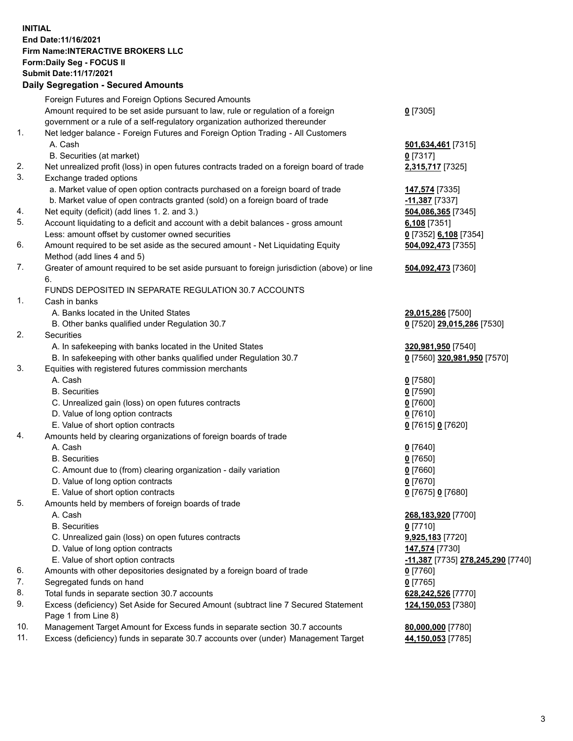**INITIAL**
**End Date:11/16/2021**
**Firm Name:INTERACTIVE BROKERS LLC**
**Form:Daily Seg - FOCUS II**
**Submit Date:11/17/2021**

## Daily Segregation - Secured Amounts

| | | |
|---|---|---|
| | Foreign Futures and Foreign Options Secured Amounts | |
| | Amount required to be set aside pursuant to law, rule or regulation of a foreign government or a rule of a self-regulatory organization authorized thereunder | **0** [7305] |
| 1. | Net ledger balance - Foreign Futures and Foreign Option Trading - All Customers | |
| | A. Cash | **501,634,461** [7315] |
| | B. Securities (at market) | **0** [7317] |
| 2. | Net unrealized profit (loss) in open futures contracts traded on a foreign board of trade | **2,315,717** [7325] |
| 3. | Exchange traded options | |
| | a. Market value of open option contracts purchased on a foreign board of trade | **147,574** [7335] |
| | b. Market value of open contracts granted (sold) on a foreign board of trade | **-11,387** [7337] |
| 4. | Net equity (deficit) (add lines 1. 2. and 3.) | **504,086,365** [7345] |
| 5. | Account liquidating to a deficit and account with a debit balances - gross amount | **6,108** [7351] |
| | Less: amount offset by customer owned securities | **0** [7352] **6,108** [7354] |
| 6. | Amount required to be set aside as the secured amount - Net Liquidating Equity Method (add lines 4 and 5) | **504,092,473** [7355] |
| 7. | Greater of amount required to be set aside pursuant to foreign jurisdiction (above) or line 6. | **504,092,473** [7360] |
| | FUNDS DEPOSITED IN SEPARATE REGULATION 30.7 ACCOUNTS | |
| 1. | Cash in banks | |
| | A. Banks located in the United States | **29,015,286** [7500] |
| | B. Other banks qualified under Regulation 30.7 | **0** [7520] **29,015,286** [7530] |
| 2. | Securities | |
| | A. In safekeeping with banks located in the United States | **320,981,950** [7540] |
| | B. In safekeeping with other banks qualified under Regulation 30.7 | **0** [7560] **320,981,950** [7570] |
| 3. | Equities with registered futures commission merchants | |
| | A. Cash | **0** [7580] |
| | B. Securities | **0** [7590] |
| | C. Unrealized gain (loss) on open futures contracts | **0** [7600] |
| | D. Value of long option contracts | **0** [7610] |
| | E. Value of short option contracts | **0** [7615] **0** [7620] |
| 4. | Amounts held by clearing organizations of foreign boards of trade | |
| | A. Cash | **0** [7640] |
| | B. Securities | **0** [7650] |
| | C. Amount due to (from) clearing organization - daily variation | **0** [7660] |
| | D. Value of long option contracts | **0** [7670] |
| | E. Value of short option contracts | **0** [7675] **0** [7680] |
| 5. | Amounts held by members of foreign boards of trade | |
| | A. Cash | **268,183,920** [7700] |
| | B. Securities | **0** [7710] |
| | C. Unrealized gain (loss) on open futures contracts | **9,925,183** [7720] |
| | D. Value of long option contracts | **147,574** [7730] |
| | E. Value of short option contracts | **-11,387** [7735] **278,245,290** [7740] |
| 6. | Amounts with other depositories designated by a foreign board of trade | **0** [7760] |
| 7. | Segregated funds on hand | **0** [7765] |
| 8. | Total funds in separate section 30.7 accounts | **628,242,526** [7770] |
| 9. | Excess (deficiency) Set Aside for Secured Amount (subtract line 7 Secured Statement Page 1 from Line 8) | **124,150,053** [7380] |
| 10. | Management Target Amount for Excess funds in separate section 30.7 accounts | **80,000,000** [7780] |
| 11. | Excess (deficiency) funds in separate 30.7 accounts over (under) Management Target | **44,150,053** [7785] |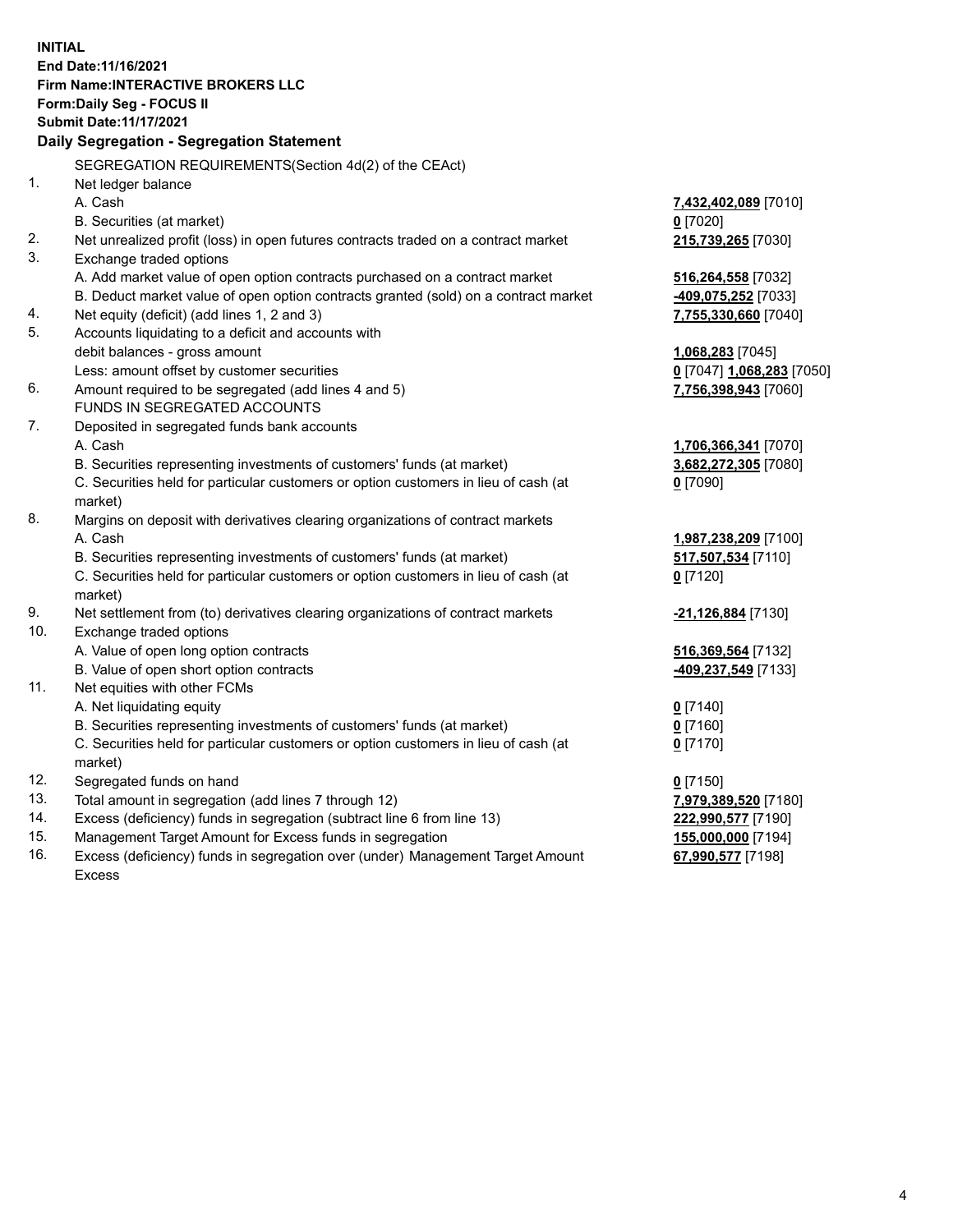**INITIAL**
**End Date:11/16/2021**
**Firm Name:INTERACTIVE BROKERS LLC**
**Form:Daily Seg - FOCUS II**
**Submit Date:11/17/2021**

**Daily Segregation - Segregation Statement**

SEGREGATION REQUIREMENTS(Section 4d(2) of the CEAct)

| | | |
|---|---|---|
| 1. | Net ledger balance | |
| | A. Cash | **7,432,402,089** [7010] |
| | B. Securities (at market) | **0** [7020] |
| 2. | Net unrealized profit (loss) in open futures contracts traded on a contract market | **215,739,265** [7030] |
| 3. | Exchange traded options | |
| | A. Add market value of open option contracts purchased on a contract market | **516,264,558** [7032] |
| | B. Deduct market value of open option contracts granted (sold) on a contract market | **-409,075,252** [7033] |
| 4. | Net equity (deficit) (add lines 1, 2 and 3) | **7,755,330,660** [7040] |
| 5. | Accounts liquidating to a deficit and accounts with debit balances - gross amount | **1,068,283** [7045] |
| | Less: amount offset by customer securities | **0** [7047] **1,068,283** [7050] |
| 6. | Amount required to be segregated (add lines 4 and 5) | **7,756,398,943** [7060] |
| | FUNDS IN SEGREGATED ACCOUNTS | |
| 7. | Deposited in segregated funds bank accounts | |
| | A. Cash | **1,706,366,341** [7070] |
| | B. Securities representing investments of customers' funds (at market) | **3,682,272,305** [7080] |
| | C. Securities held for particular customers or option customers in lieu of cash (at market) | **0** [7090] |
| 8. | Margins on deposit with derivatives clearing organizations of contract markets | |
| | A. Cash | **1,987,238,209** [7100] |
| | B. Securities representing investments of customers' funds (at market) | **517,507,534** [7110] |
| | C. Securities held for particular customers or option customers in lieu of cash (at market) | **0** [7120] |
| 9. | Net settlement from (to) derivatives clearing organizations of contract markets | **-21,126,884** [7130] |
| 10. | Exchange traded options | |
| | A. Value of open long option contracts | **516,369,564** [7132] |
| | B. Value of open short option contracts | **-409,237,549** [7133] |
| 11. | Net equities with other FCMs | |
| | A. Net liquidating equity | **0** [7140] |
| | B. Securities representing investments of customers' funds (at market) | **0** [7160] |
| | C. Securities held for particular customers or option customers in lieu of cash (at market) | **0** [7170] |
| 12. | Segregated funds on hand | **0** [7150] |
| 13. | Total amount in segregation (add lines 7 through 12) | **7,979,389,520** [7180] |
| 14. | Excess (deficiency) funds in segregation (subtract line 6 from line 13) | **222,990,577** [7190] |
| 15. | Management Target Amount for Excess funds in segregation | **155,000,000** [7194] |
| 16. | Excess (deficiency) funds in segregation over (under) Management Target Amount Excess | **67,990,577** [7198] |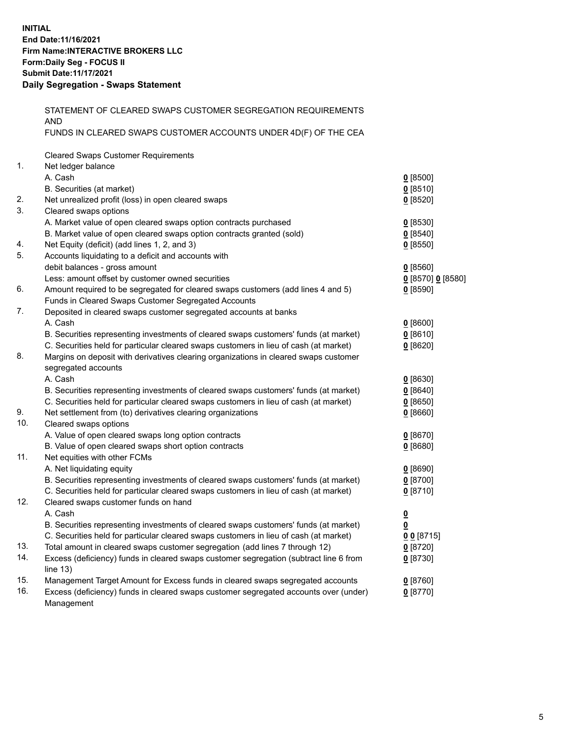**INITIAL**
**End Date:11/16/2021**
**Firm Name:INTERACTIVE BROKERS LLC**
**Form:Daily Seg - FOCUS II**
**Submit Date:11/17/2021**
**Daily Segregation - Swaps Statement**

STATEMENT OF CLEARED SWAPS CUSTOMER SEGREGATION REQUIREMENTS AND FUNDS IN CLEARED SWAPS CUSTOMER ACCOUNTS UNDER 4D(F) OF THE CEA

| | | |
|---|---|---|
| | Cleared Swaps Customer Requirements | |
| 1. | Net ledger balance | |
| | A. Cash | 0 [8500] |
| | B. Securities (at market) | 0 [8510] |
| 2. | Net unrealized profit (loss) in open cleared swaps | 0 [8520] |
| 3. | Cleared swaps options | |
| | A. Market value of open cleared swaps option contracts purchased | 0 [8530] |
| | B. Market value of open cleared swaps option contracts granted (sold) | 0 [8540] |
| 4. | Net Equity (deficit) (add lines 1, 2, and 3) | 0 [8550] |
| 5. | Accounts liquidating to a deficit and accounts with debit balances - gross amount | 0 [8560] |
| | Less: amount offset by customer owned securities | 0 [8570] 0 [8580] |
| 6. | Amount required to be segregated for cleared swaps customers (add lines 4 and 5) | 0 [8590] |
| | Funds in Cleared Swaps Customer Segregated Accounts | |
| 7. | Deposited in cleared swaps customer segregated accounts at banks | |
| | A. Cash | 0 [8600] |
| | B. Securities representing investments of cleared swaps customers' funds (at market) | 0 [8610] |
| | C. Securities held for particular cleared swaps customers in lieu of cash (at market) | 0 [8620] |
| 8. | Margins on deposit with derivatives clearing organizations in cleared swaps customer segregated accounts | |
| | A. Cash | 0 [8630] |
| | B. Securities representing investments of cleared swaps customers' funds (at market) | 0 [8640] |
| | C. Securities held for particular cleared swaps customers in lieu of cash (at market) | 0 [8650] |
| 9. | Net settlement from (to) derivatives clearing organizations | 0 [8660] |
| 10. | Cleared swaps options | |
| | A. Value of open cleared swaps long option contracts | 0 [8670] |
| | B. Value of open cleared swaps short option contracts | 0 [8680] |
| 11. | Net equities with other FCMs | |
| | A. Net liquidating equity | 0 [8690] |
| | B. Securities representing investments of cleared swaps customers' funds (at market) | 0 [8700] |
| | C. Securities held for particular cleared swaps customers in lieu of cash (at market) | 0 [8710] |
| 12. | Cleared swaps customer funds on hand | |
| | A. Cash | 0 |
| | B. Securities representing investments of cleared swaps customers' funds (at market) | 0 |
| | C. Securities held for particular cleared swaps customers in lieu of cash (at market) | 0 0 [8715] |
| 13. | Total amount in cleared swaps customer segregation (add lines 7 through 12) | 0 [8720] |
| 14. | Excess (deficiency) funds in cleared swaps customer segregation (subtract line 6 from line 13) | 0 [8730] |
| 15. | Management Target Amount for Excess funds in cleared swaps segregated accounts | 0 [8760] |
| 16. | Excess (deficiency) funds in cleared swaps customer segregated accounts over (under) Management | 0 [8770] |